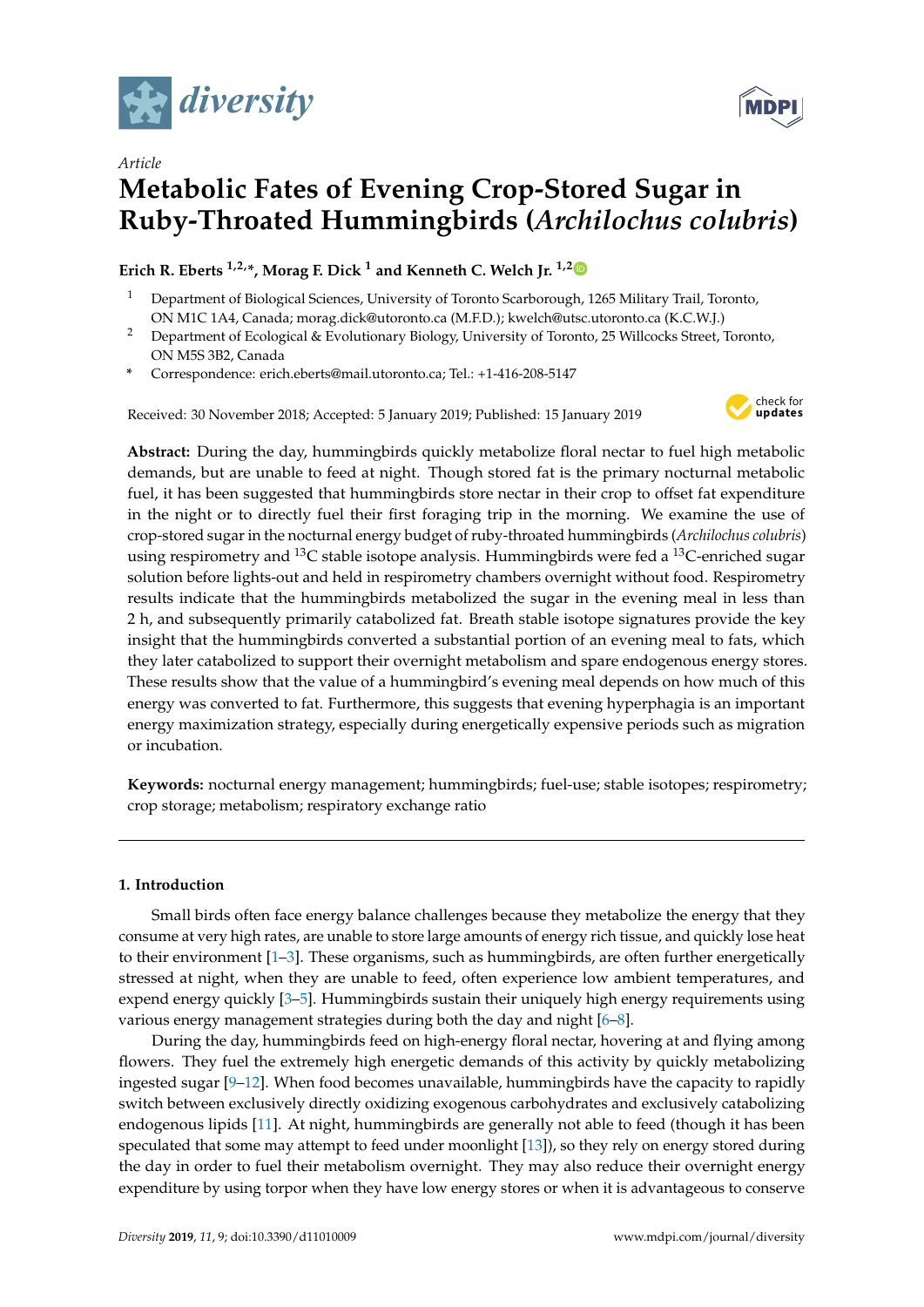*Article*

# Metabolic Fates of Evening Crop-Stored Sugar in Ruby-Throated Hummingbirds (*Archilochus colubris*)

**Erich R. Eberts [1,2,*], Morag F. Dick [1] and Kenneth C. Welch Jr. [1,2]**

[1] Department of Biological Sciences, University of Toronto Scarborough, 1265 Military Trail, Toronto, ON M1C 1A4, Canada; morag.dick@utoronto.ca (M.F.D.); kwelch@utsc.utoronto.ca (K.C.W.J.)

[2] Department of Ecological & Evolutionary Biology, University of Toronto, 25 Willcocks Street, Toronto, ON M5S 3B2, Canada

\* Correspondence: erich.eberts@mail.utoronto.ca; Tel.: +1-416-208-5147

Received: 30 November 2018; Accepted: 5 January 2019; Published: 15 January 2019

**Abstract:** During the day, hummingbirds quickly metabolize floral nectar to fuel high metabolic demands, but are unable to feed at night. Though stored fat is the primary nocturnal metabolic fuel, it has been suggested that hummingbirds store nectar in their crop to offset fat expenditure in the night or to directly fuel their first foraging trip in the morning. We examine the use of crop-stored sugar in the nocturnal energy budget of ruby-throated hummingbirds (*Archilochus colubris*) using respirometry and $^{13}C$ stable isotope analysis. Hummingbirds were fed a $^{13}C$-enriched sugar solution before lights-out and held in respirometry chambers overnight without food. Respirometry results indicate that the hummingbirds metabolized the sugar in the evening meal in less than 2 h, and subsequently primarily catabolized fat. Breath stable isotope signatures provide the key insight that the hummingbirds converted a substantial portion of an evening meal to fats, which they later catabolized to support their overnight metabolism and spare endogenous energy stores. These results show that the value of a hummingbird's evening meal depends on how much of this energy was converted to fat. Furthermore, this suggests that evening hyperphagia is an important energy maximization strategy, especially during energetically expensive periods such as migration or incubation.

**Keywords:** nocturnal energy management; hummingbirds; fuel-use; stable isotopes; respirometry; crop storage; metabolism; respiratory exchange ratio

## 1. Introduction

Small birds often face energy balance challenges because they metabolize the energy that they consume at very high rates, are unable to store large amounts of energy rich tissue, and quickly lose heat to their environment [1–3]. These organisms, such as hummingbirds, are often further energetically stressed at night, when they are unable to feed, often experience low ambient temperatures, and expend energy quickly [3–5]. Hummingbirds sustain their uniquely high energy requirements using various energy management strategies during both the day and night [6–8].

During the day, hummingbirds feed on high-energy floral nectar, hovering at and flying among flowers. They fuel the extremely high energetic demands of this activity by quickly metabolizing ingested sugar [9–12]. When food becomes unavailable, hummingbirds have the capacity to rapidly switch between exclusively directly oxidizing exogenous carbohydrates and exclusively catabolizing endogenous lipids [11]. At night, hummingbirds are generally not able to feed (though it has been speculated that some may attempt to feed under moonlight [13]), so they rely on energy stored during the day in order to fuel their metabolism overnight. They may also reduce their overnight energy expenditure by using torpor when they have low energy stores or when it is advantageous to conserve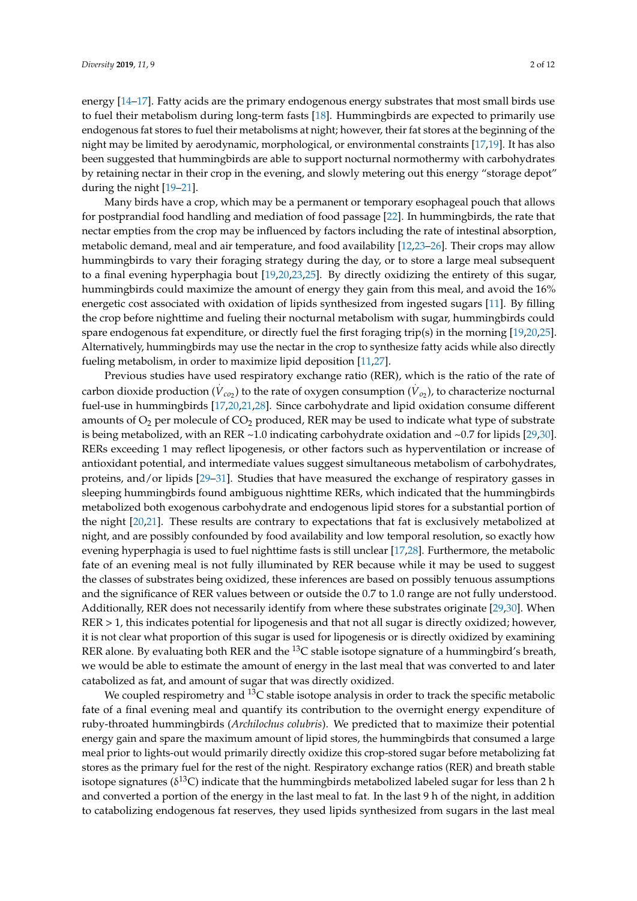energy [14–17]. Fatty acids are the primary endogenous energy substrates that most small birds use to fuel their metabolism during long-term fasts [18]. Hummingbirds are expected to primarily use endogenous fat stores to fuel their metabolisms at night; however, their fat stores at the beginning of the night may be limited by aerodynamic, morphological, or environmental constraints [17,19]. It has also been suggested that hummingbirds are able to support nocturnal normothermy with carbohydrates by retaining nectar in their crop in the evening, and slowly metering out this energy "storage depot" during the night [19–21].

Many birds have a crop, which may be a permanent or temporary esophageal pouch that allows for postprandial food handling and mediation of food passage [22]. In hummingbirds, the rate that nectar empties from the crop may be influenced by factors including the rate of intestinal absorption, metabolic demand, meal and air temperature, and food availability [12,23–26]. Their crops may allow hummingbirds to vary their foraging strategy during the day, or to store a large meal subsequent to a final evening hyperphagia bout [19,20,23,25]. By directly oxidizing the entirety of this sugar, hummingbirds could maximize the amount of energy they gain from this meal, and avoid the 16% energetic cost associated with oxidation of lipids synthesized from ingested sugars [11]. By filling the crop before nighttime and fueling their nocturnal metabolism with sugar, hummingbirds could spare endogenous fat expenditure, or directly fuel the first foraging trip(s) in the morning [19,20,25]. Alternatively, hummingbirds may use the nectar in the crop to synthesize fatty acids while also directly fueling metabolism, in order to maximize lipid deposition [11,27].

Previous studies have used respiratory exchange ratio (RER), which is the ratio of the rate of carbon dioxide production ($\dot{V}_{co_2}$) to the rate of oxygen consumption ($\dot{V}_{o_2}$), to characterize nocturnal fuel-use in hummingbirds [17,20,21,28]. Since carbohydrate and lipid oxidation consume different amounts of $O_2$ per molecule of $CO_2$ produced, RER may be used to indicate what type of substrate is being metabolized, with an RER ~1.0 indicating carbohydrate oxidation and ~0.7 for lipids [29,30]. RERs exceeding 1 may reflect lipogenesis, or other factors such as hyperventilation or increase of antioxidant potential, and intermediate values suggest simultaneous metabolism of carbohydrates, proteins, and/or lipids [29–31]. Studies that have measured the exchange of respiratory gasses in sleeping hummingbirds found ambiguous nighttime RERs, which indicated that the hummingbirds metabolized both exogenous carbohydrate and endogenous lipid stores for a substantial portion of the night [20,21]. These results are contrary to expectations that fat is exclusively metabolized at night, and are possibly confounded by food availability and low temporal resolution, so exactly how evening hyperphagia is used to fuel nighttime fasts is still unclear [17,28]. Furthermore, the metabolic fate of an evening meal is not fully illuminated by RER because while it may be used to suggest the classes of substrates being oxidized, these inferences are based on possibly tenuous assumptions and the significance of RER values between or outside the 0.7 to 1.0 range are not fully understood. Additionally, RER does not necessarily identify from where these substrates originate [29,30]. When RER > 1, this indicates potential for lipogenesis and that not all sugar is directly oxidized; however, it is not clear what proportion of this sugar is used for lipogenesis or is directly oxidized by examining RER alone. By evaluating both RER and the $^{13}C$ stable isotope signature of a hummingbird's breath, we would be able to estimate the amount of energy in the last meal that was converted to and later catabolized as fat, and amount of sugar that was directly oxidized.

We coupled respirometry and $^{13}C$ stable isotope analysis in order to track the specific metabolic fate of a final evening meal and quantify its contribution to the overnight energy expenditure of ruby-throated hummingbirds (*Archilochus colubris*). We predicted that to maximize their potential energy gain and spare the maximum amount of lipid stores, the hummingbirds that consumed a large meal prior to lights-out would primarily directly oxidize this crop-stored sugar before metabolizing fat stores as the primary fuel for the rest of the night. Respiratory exchange ratios (RER) and breath stable isotope signatures ($\delta^{13}C$) indicate that the hummingbirds metabolized labeled sugar for less than 2 h and converted a portion of the energy in the last meal to fat. In the last 9 h of the night, in addition to catabolizing endogenous fat reserves, they used lipids synthesized from sugars in the last meal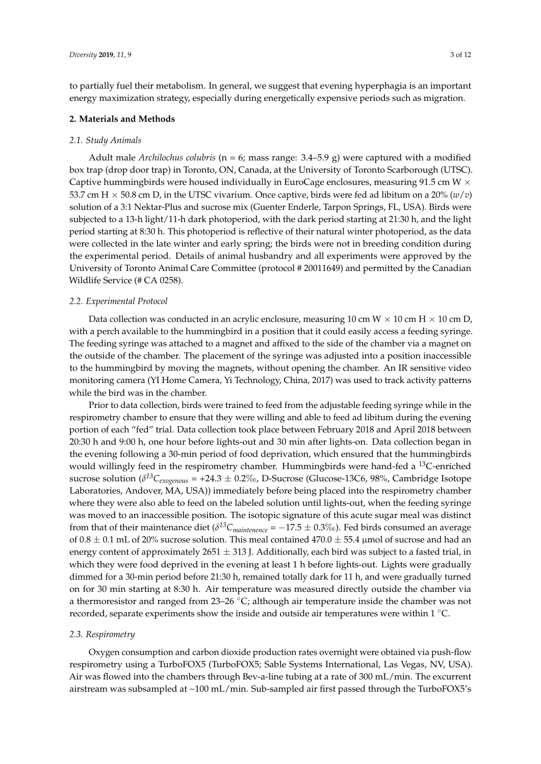to partially fuel their metabolism. In general, we suggest that evening hyperphagia is an important energy maximization strategy, especially during energetically expensive periods such as migration.

## 2. Materials and Methods

### *2.1. Study Animals*

Adult male *Archilochus colubris* (n = 6; mass range: 3.4–5.9 g) were captured with a modified box trap (drop door trap) in Toronto, ON, Canada, at the University of Toronto Scarborough (UTSC). Captive hummingbirds were housed individually in EuroCage enclosures, measuring 91.5 cm W × 53.7 cm H × 50.8 cm D, in the UTSC vivarium. Once captive, birds were fed ad libitum on a 20% (*w*/*v*) solution of a 3:1 Nektar-Plus and sucrose mix (Guenter Enderle, Tarpon Springs, FL, USA). Birds were subjected to a 13-h light/11-h dark photoperiod, with the dark period starting at 21:30 h, and the light period starting at 8:30 h. This photoperiod is reflective of their natural winter photoperiod, as the data were collected in the late winter and early spring; the birds were not in breeding condition during the experimental period. Details of animal husbandry and all experiments were approved by the University of Toronto Animal Care Committee (protocol # 20011649) and permitted by the Canadian Wildlife Service (# CA 0258).

### *2.2. Experimental Protocol*

Data collection was conducted in an acrylic enclosure, measuring 10 cm W × 10 cm H × 10 cm D, with a perch available to the hummingbird in a position that it could easily access a feeding syringe. The feeding syringe was attached to a magnet and affixed to the side of the chamber via a magnet on the outside of the chamber. The placement of the syringe was adjusted into a position inaccessible to the hummingbird by moving the magnets, without opening the chamber. An IR sensitive video monitoring camera (YI Home Camera, Yi Technology, China, 2017) was used to track activity patterns while the bird was in the chamber.

Prior to data collection, birds were trained to feed from the adjustable feeding syringe while in the respirometry chamber to ensure that they were willing and able to feed ad libitum during the evening portion of each "fed" trial. Data collection took place between February 2018 and April 2018 between 20:30 h and 9:00 h, one hour before lights-out and 30 min after lights-on. Data collection began in the evening following a 30-min period of food deprivation, which ensured that the hummingbirds would willingly feed in the respirometry chamber. Hummingbirds were hand-fed a $^{13}C$-enriched sucrose solution ($\delta^{13}C_{exogenous}$ = +24.3 ± 0.2‰, D-Sucrose (Glucose-13C6, 98%, Cambridge Isotope Laboratories, Andover, MA, USA)) immediately before being placed into the respirometry chamber where they were also able to feed on the labeled solution until lights-out, when the feeding syringe was moved to an inaccessible position. The isotopic signature of this acute sugar meal was distinct from that of their maintenance diet ($\delta^{13}C_{maintenence}$ = −17.5 ± 0.3‰). Fed birds consumed an average of 0.8 ± 0.1 mL of 20% sucrose solution. This meal contained 470.0 ± 55.4 µmol of sucrose and had an energy content of approximately 2651 ± 313 J. Additionally, each bird was subject to a fasted trial, in which they were food deprived in the evening at least 1 h before lights-out. Lights were gradually dimmed for a 30-min period before 21:30 h, remained totally dark for 11 h, and were gradually turned on for 30 min starting at 8:30 h. Air temperature was measured directly outside the chamber via a thermoresistor and ranged from 23–26 °C; although air temperature inside the chamber was not recorded, separate experiments show the inside and outside air temperatures were within 1 °C.

### *2.3. Respirometry*

Oxygen consumption and carbon dioxide production rates overnight were obtained via push-flow respirometry using a TurboFOX5 (TurboFOX5; Sable Systems International, Las Vegas, NV, USA). Air was flowed into the chambers through Bev-a-line tubing at a rate of 300 mL/min. The excurrent airstream was subsampled at ~100 mL/min. Sub-sampled air first passed through the TurboFOX5's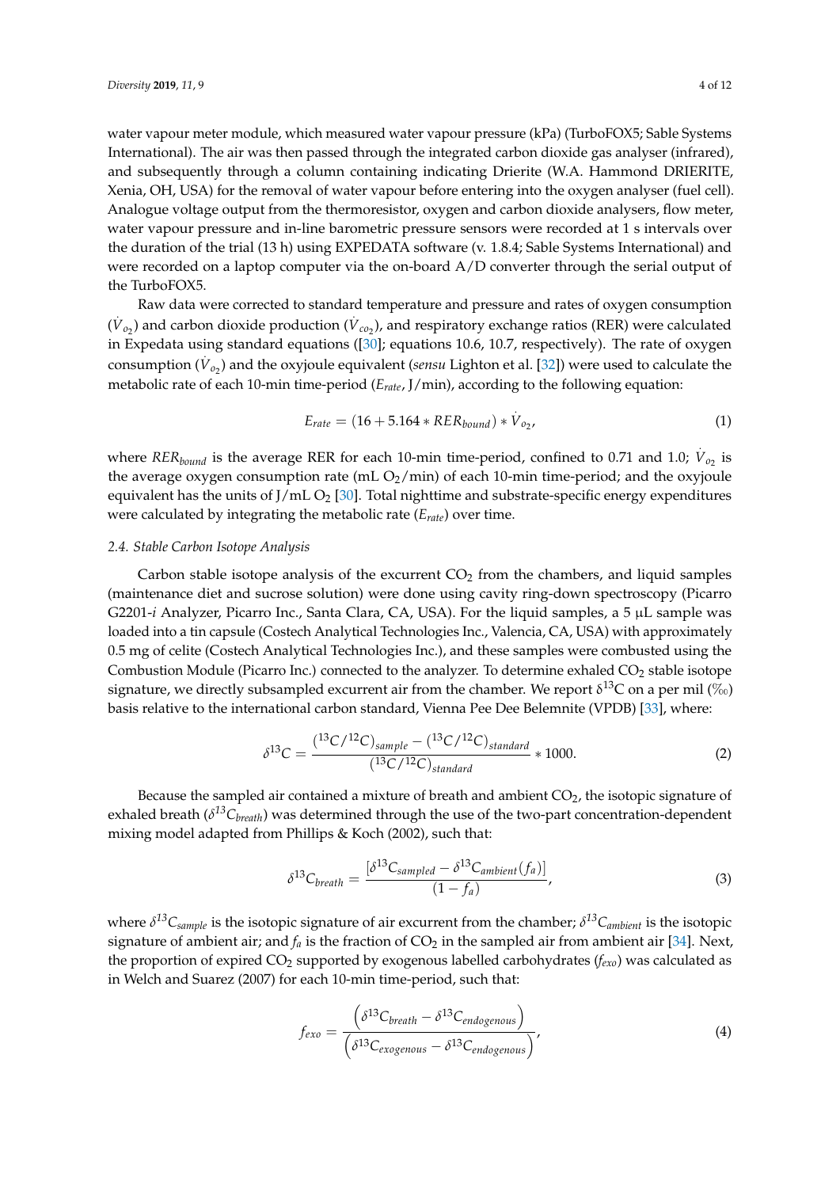water vapour meter module, which measured water vapour pressure (kPa) (TurboFOX5; Sable Systems International). The air was then passed through the integrated carbon dioxide gas analyser (infrared), and subsequently through a column containing indicating Drierite (W.A. Hammond DRIERITE, Xenia, OH, USA) for the removal of water vapour before entering into the oxygen analyser (fuel cell). Analogue voltage output from the thermoresistor, oxygen and carbon dioxide analysers, flow meter, water vapour pressure and in-line barometric pressure sensors were recorded at 1 s intervals over the duration of the trial (13 h) using EXPEDATA software (v. 1.8.4; Sable Systems International) and were recorded on a laptop computer via the on-board A/D converter through the serial output of the TurboFOX5.

Raw data were corrected to standard temperature and pressure and rates of oxygen consumption ($\dot{V}_{o_2}$) and carbon dioxide production ($\dot{V}_{co_2}$), and respiratory exchange ratios (RER) were calculated in Expedata using standard equations ([30]; equations 10.6, 10.7, respectively). The rate of oxygen consumption ($\dot{V}_{o_2}$) and the oxyjoule equivalent (*sensu* Lighton et al. [32]) were used to calculate the metabolic rate of each 10-min time-period ($E_{rate}$, J/min), according to the following equation:

$$E_{rate} = (16 + 5.164 * RER_{bound}) * \dot{V}_{o_2}, \tag{1}$$

where $RER_{bound}$ is the average RER for each 10-min time-period, confined to 0.71 and 1.0; $\dot{V}_{o_2}$ is the average oxygen consumption rate (mL $O_2$/min) of each 10-min time-period; and the oxyjoule equivalent has the units of J/mL $O_2$ [30]. Total nighttime and substrate-specific energy expenditures were calculated by integrating the metabolic rate ($E_{rate}$) over time.

### 2.4. Stable Carbon Isotope Analysis

Carbon stable isotope analysis of the excurrent $CO_2$ from the chambers, and liquid samples (maintenance diet and sucrose solution) were done using cavity ring-down spectroscopy (Picarro G2201-*i* Analyzer, Picarro Inc., Santa Clara, CA, USA). For the liquid samples, a 5 µL sample was loaded into a tin capsule (Costech Analytical Technologies Inc., Valencia, CA, USA) with approximately 0.5 mg of celite (Costech Analytical Technologies Inc.), and these samples were combusted using the Combustion Module (Picarro Inc.) connected to the analyzer. To determine exhaled $CO_2$ stable isotope signature, we directly subsampled excurrent air from the chamber. We report $\delta^{13}C$ on a per mil (‰) basis relative to the international carbon standard, Vienna Pee Dee Belemnite (VPDB) [33], where:

$$\delta^{13}C = \frac{(^{13}C/^{12}C)_{sample} - (^{13}C/^{12}C)_{standard}}{(^{13}C/^{12}C)_{standard}} * 1000. \tag{2}$$

Because the sampled air contained a mixture of breath and ambient $CO_2$, the isotopic signature of exhaled breath ($\delta^{13}C_{breath}$) was determined through the use of the two-part concentration-dependent mixing model adapted from Phillips & Koch (2002), such that:

$$\delta^{13}C_{breath} = \frac{[\delta^{13}C_{sampled} - \delta^{13}C_{ambient}(f_a)]}{(1 - f_a)}, \tag{3}$$

where $\delta^{13}C_{sample}$ is the isotopic signature of air excurrent from the chamber; $\delta^{13}C_{ambient}$ is the isotopic signature of ambient air; and $f_a$ is the fraction of $CO_2$ in the sampled air from ambient air [34]. Next, the proportion of expired $CO_2$ supported by exogenous labelled carbohydrates ($f_{exo}$) was calculated as in Welch and Suarez (2007) for each 10-min time-period, such that:

$$f_{exo} = \frac{\left(\delta^{13}C_{breath} - \delta^{13}C_{endogenous}\right)}{\left(\delta^{13}C_{exogenous} - \delta^{13}C_{endogenous}\right)}, \tag{4}$$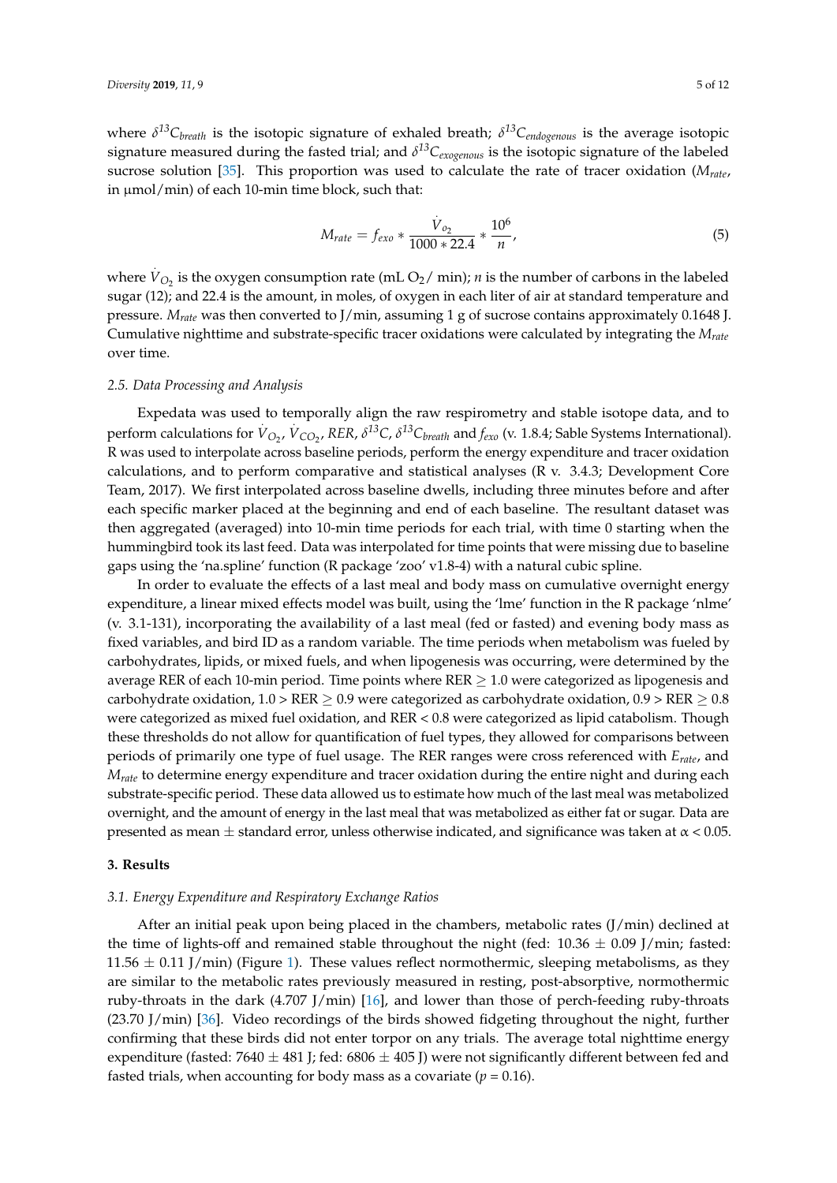where $\delta^{13}C_{breath}$ is the isotopic signature of exhaled breath; $\delta^{13}C_{endogenous}$ is the average isotopic signature measured during the fasted trial; and $\delta^{13}C_{exogenous}$ is the isotopic signature of the labeled sucrose solution [35]. This proportion was used to calculate the rate of tracer oxidation ($M_{rate}$, in μmol/min) of each 10-min time block, such that:

$$M_{rate} = f_{exo} * \frac{\dot{V}_{o_2}}{1000 * 22.4} * \frac{10^6}{n}, \quad (5)$$

where $\dot{V}_{O_2}$ is the oxygen consumption rate (mL $O_2$/ min); $n$ is the number of carbons in the labeled sugar (12); and 22.4 is the amount, in moles, of oxygen in each liter of air at standard temperature and pressure. $M_{rate}$ was then converted to J/min, assuming 1 g of sucrose contains approximately 0.1648 J. Cumulative nighttime and substrate-specific tracer oxidations were calculated by integrating the $M_{rate}$ over time.

### 2.5. Data Processing and Analysis

Expedata was used to temporally align the raw respirometry and stable isotope data, and to perform calculations for $\dot{V}_{O_2}$, $\dot{V}_{CO_2}$, $RER$, $\delta^{13}C$, $\delta^{13}C_{breath}$ and $f_{exo}$ (v. 1.8.4; Sable Systems International). R was used to interpolate across baseline periods, perform the energy expenditure and tracer oxidation calculations, and to perform comparative and statistical analyses (R v. 3.4.3; Development Core Team, 2017). We first interpolated across baseline dwells, including three minutes before and after each specific marker placed at the beginning and end of each baseline. The resultant dataset was then aggregated (averaged) into 10-min time periods for each trial, with time 0 starting when the hummingbird took its last feed. Data was interpolated for time points that were missing due to baseline gaps using the 'na.spline' function (R package 'zoo' v1.8-4) with a natural cubic spline.

In order to evaluate the effects of a last meal and body mass on cumulative overnight energy expenditure, a linear mixed effects model was built, using the 'lme' function in the R package 'nlme' (v. 3.1-131), incorporating the availability of a last meal (fed or fasted) and evening body mass as fixed variables, and bird ID as a random variable. The time periods when metabolism was fueled by carbohydrates, lipids, or mixed fuels, and when lipogenesis was occurring, were determined by the average RER of each 10-min period. Time points where RER $\geq$ 1.0 were categorized as lipogenesis and carbohydrate oxidation, 1.0 > RER $\geq$ 0.9 were categorized as carbohydrate oxidation, 0.9 > RER $\geq$ 0.8 were categorized as mixed fuel oxidation, and RER < 0.8 were categorized as lipid catabolism. Though these thresholds do not allow for quantification of fuel types, they allowed for comparisons between periods of primarily one type of fuel usage. The RER ranges were cross referenced with $E_{rate}$, and $M_{rate}$ to determine energy expenditure and tracer oxidation during the entire night and during each substrate-specific period. These data allowed us to estimate how much of the last meal was metabolized overnight, and the amount of energy in the last meal that was metabolized as either fat or sugar. Data are presented as mean $\pm$ standard error, unless otherwise indicated, and significance was taken at $\alpha < 0.05$.

## 3. Results

### 3.1. Energy Expenditure and Respiratory Exchange Ratios

After an initial peak upon being placed in the chambers, metabolic rates (J/min) declined at the time of lights-off and remained stable throughout the night (fed: 10.36 $\pm$ 0.09 J/min; fasted: 11.56 $\pm$ 0.11 J/min) (Figure 1). These values reflect normothermic, sleeping metabolisms, as they are similar to the metabolic rates previously measured in resting, post-absorptive, normothermic ruby-throats in the dark (4.707 J/min) [16], and lower than those of perch-feeding ruby-throats (23.70 J/min) [36]. Video recordings of the birds showed fidgeting throughout the night, further confirming that these birds did not enter torpor on any trials. The average total nighttime energy expenditure (fasted: 7640 $\pm$ 481 J; fed: 6806 $\pm$ 405 J) were not significantly different between fed and fasted trials, when accounting for body mass as a covariate ($p$ = 0.16).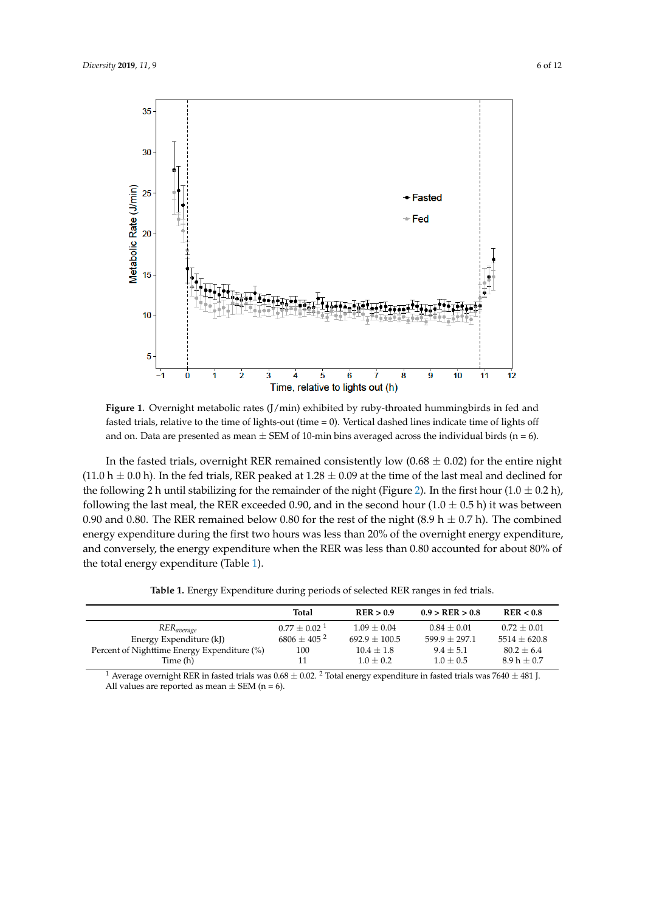Metabolic Rate (J/min)

35
30
25
20
15
10
5

−1 0 1 2 3 4 5 6 7 8 9 10 11 12

Time, relative to lights out (h)

Fasted
Fed

**Figure 1.** Overnight metabolic rates (J/min) exhibited by ruby-throated hummingbirds in fed and fasted trials, relative to the time of lights-out (time = 0). Vertical dashed lines indicate time of lights off and on. Data are presented as mean ± SEM of 10-min bins averaged across the individual birds (n = 6).

In the fasted trials, overnight RER remained consistently low (0.68 ± 0.02) for the entire night (11.0 h ± 0.0 h). In the fed trials, RER peaked at 1.28 ± 0.09 at the time of the last meal and declined for the following 2 h until stabilizing for the remainder of the night (Figure 2). In the first hour (1.0 ± 0.2 h), following the last meal, the RER exceeded 0.90, and in the second hour (1.0 ± 0.5 h) it was between 0.90 and 0.80. The RER remained below 0.80 for the rest of the night (8.9 h ± 0.7 h). The combined energy expenditure during the first two hours was less than 20% of the overnight energy expenditure, and conversely, the energy expenditure when the RER was less than 0.80 accounted for about 80% of the total energy expenditure (Table 1).

**Table 1.** Energy Expenditure during periods of selected RER ranges in fed trials.

| | Total | RER > 0.9 | 0.9 > RER > 0.8 | RER < 0.8 |
|---|---|---|---|---|
| $RER_{average}$ | 0.77 ± 0.02 [1] | 1.09 ± 0.04 | 0.84 ± 0.01 | 0.72 ± 0.01 |
| Energy Expenditure (kJ) | 6806 ± 405 [2] | 692.9 ± 100.5 | 599.9 ± 297.1 | 5514 ± 620.8 |
| Percent of Nighttime Energy Expenditure (%) | 100 | 10.4 ± 1.8 | 9.4 ± 5.1 | 80.2 ± 6.4 |
| Time (h) | 11 | 1.0 ± 0.2 | 1.0 ± 0.5 | 8.9 h ± 0.7 |

[1] Average overnight RER in fasted trials was 0.68 ± 0.02. [2] Total energy expenditure in fasted trials was 7640 ± 481 J. All values are reported as mean ± SEM (n = 6).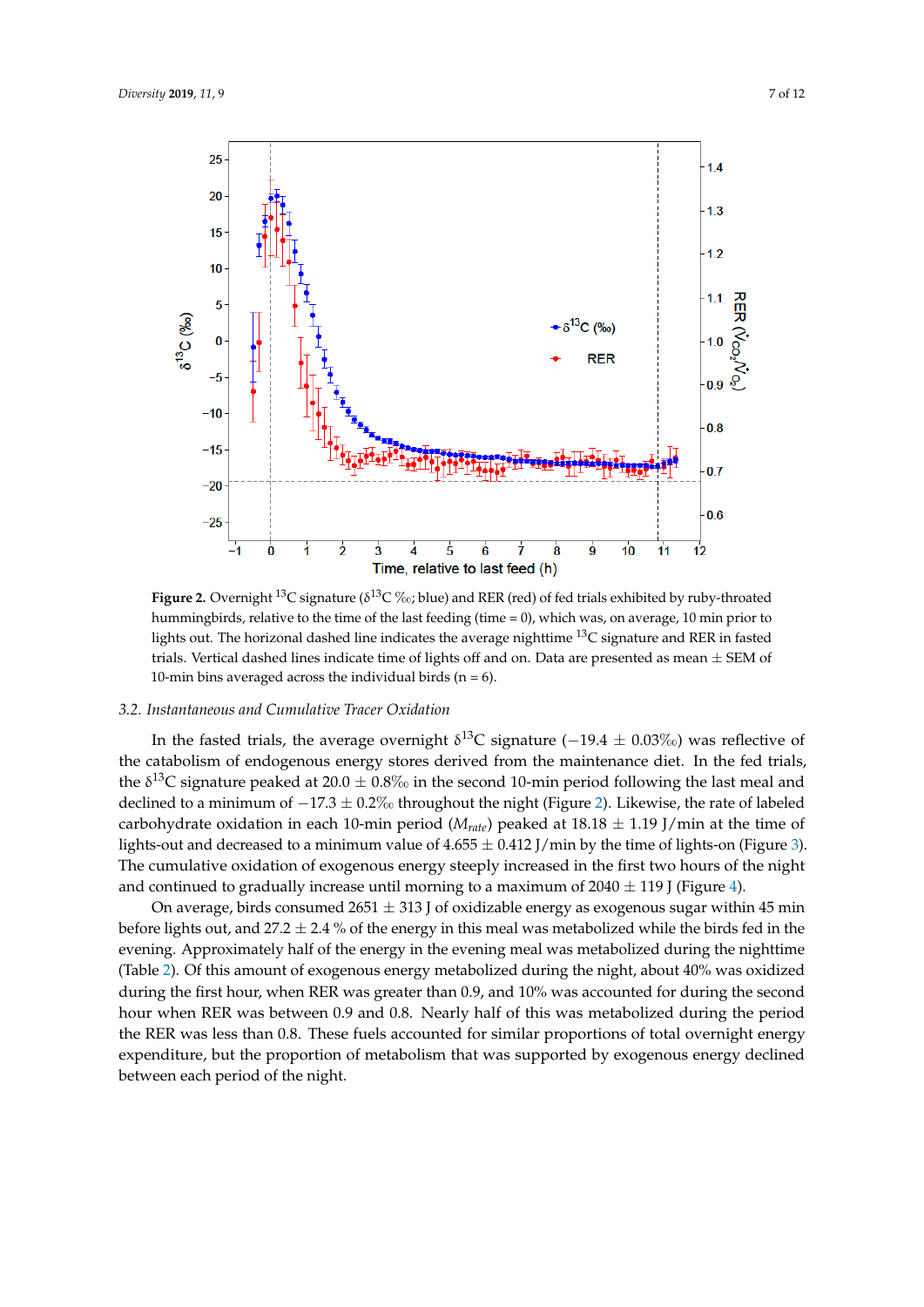25
20
15
10
5
0
−5
−10
−15
−20
−25

1.4
1.3
1.2
1.1
1.0
0.9
0.8
0.7
0.6

−1 0 1 2 3 4 5 6 7 8 9 10 11 12

Time, relative to last feed (h)

$\delta^{13}C$ (‰)

RER ($\dot{V}_{CO_2}/\dot{V}_{O_2}$)

$\delta^{13}C$ (‰)

RER

**Figure 2.** Overnight $^{13}C$ signature ($\delta^{13}C$ ‰; blue) and RER (red) of fed trials exhibited by ruby-throated hummingbirds, relative to the time of the last feeding (time = 0), which was, on average, 10 min prior to lights out. The horizonal dashed line indicates the average nighttime $^{13}C$ signature and RER in fasted trials. Vertical dashed lines indicate time of lights off and on. Data are presented as mean ± SEM of 10-min bins averaged across the individual birds (n = 6).

### 3.2. Instantaneous and Cumulative Tracer Oxidation

In the fasted trials, the average overnight $\delta^{13}C$ signature (−19.4 ± 0.03‰) was reflective of the catabolism of endogenous energy stores derived from the maintenance diet. In the fed trials, the $\delta^{13}C$ signature peaked at 20.0 ± 0.8‰ in the second 10-min period following the last meal and declined to a minimum of −17.3 ± 0.2‰ throughout the night (Figure 2). Likewise, the rate of labeled carbohydrate oxidation in each 10-min period ($M_{rate}$) peaked at 18.18 ± 1.19 J/min at the time of lights-out and decreased to a minimum value of 4.655 ± 0.412 J/min by the time of lights-on (Figure 3). The cumulative oxidation of exogenous energy steeply increased in the first two hours of the night and continued to gradually increase until morning to a maximum of 2040 ± 119 J (Figure 4).

On average, birds consumed 2651 ± 313 J of oxidizable energy as exogenous sugar within 45 min before lights out, and 27.2 ± 2.4 % of the energy in this meal was metabolized while the birds fed in the evening. Approximately half of the energy in the evening meal was metabolized during the nighttime (Table 2). Of this amount of exogenous energy metabolized during the night, about 40% was oxidized during the first hour, when RER was greater than 0.9, and 10% was accounted for during the second hour when RER was between 0.9 and 0.8. Nearly half of this was metabolized during the period the RER was less than 0.8. These fuels accounted for similar proportions of total overnight energy expenditure, but the proportion of metabolism that was supported by exogenous energy declined between each period of the night.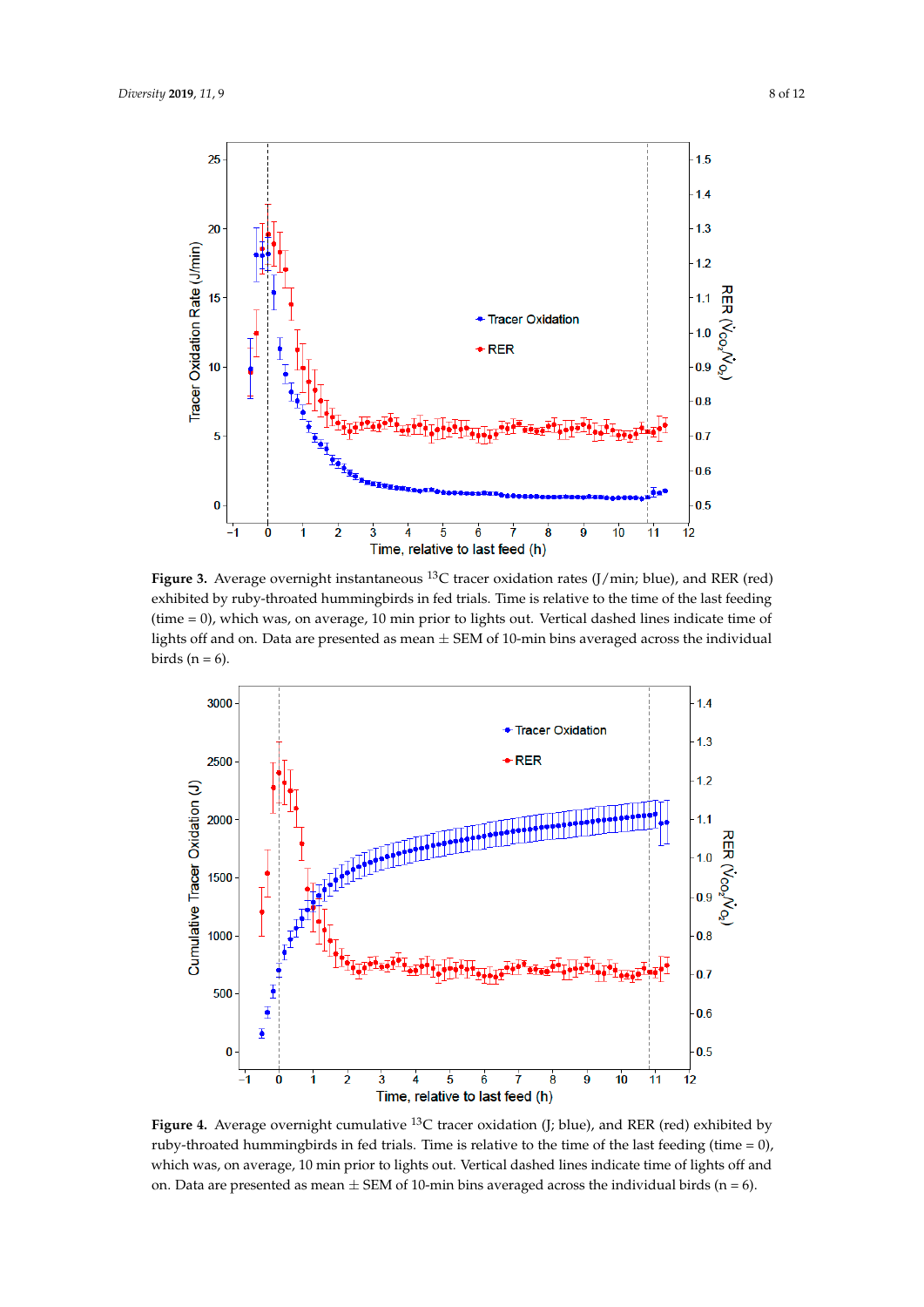Tracer Oxidation Rate (J/min)

25
20
15
10
5
0

RER ($\dot{V}_{CO_2}/\dot{V}_{O_2}$)

1.5
1.4
1.3
1.2
1.1
1.0
0.9
0.8
0.7
0.6
0.5

Tracer Oxidation

RER

−1 0 1 2 3 4 5 6 7 8 9 10 11 12

Time, relative to last feed (h)

**Figure 3.** Average overnight instantaneous $^{13}C$ tracer oxidation rates (J/min; blue), and RER (red) exhibited by ruby-throated hummingbirds in fed trials. Time is relative to the time of the last feeding (time = 0), which was, on average, 10 min prior to lights out. Vertical dashed lines indicate time of lights off and on. Data are presented as mean ± SEM of 10-min bins averaged across the individual birds (n = 6).

Cumulative Tracer Oxidation (J)

3000
2500
2000
1500
1000
500
0

RER ($\dot{V}_{CO_2}/\dot{V}_{O_2}$)

1.4
1.3
1.2
1.1
1.0
0.9
0.8
0.7
0.6
0.5

Tracer Oxidation

RER

−1 0 1 2 3 4 5 6 7 8 9 10 11 12

Time, relative to last feed (h)

**Figure 4.** Average overnight cumulative $^{13}C$ tracer oxidation (J; blue), and RER (red) exhibited by ruby-throated hummingbirds in fed trials. Time is relative to the time of the last feeding (time = 0), which was, on average, 10 min prior to lights out. Vertical dashed lines indicate time of lights off and on. Data are presented as mean ± SEM of 10-min bins averaged across the individual birds (n = 6).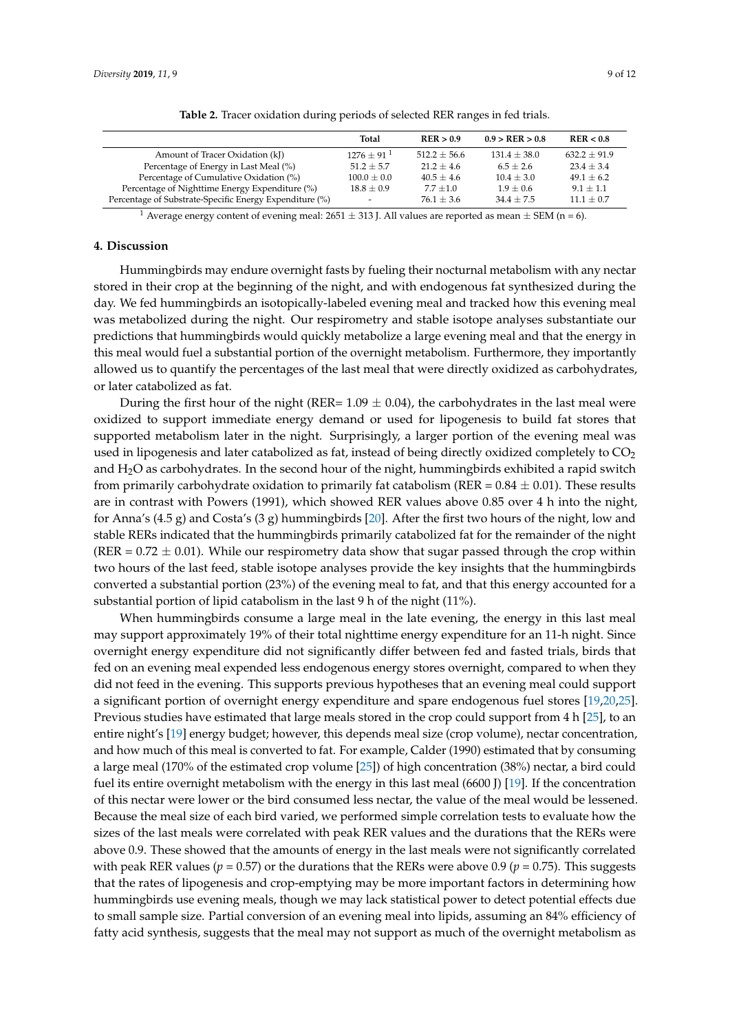**Table 2.** Tracer oxidation during periods of selected RER ranges in fed trials.

| | Total | RER > 0.9 | 0.9 > RER > 0.8 | RER < 0.8 |
|---|---|---|---|---|
| Amount of Tracer Oxidation (kJ) | 1276 ± 91 [1] | 512.2 ± 56.6 | 131.4 ± 38.0 | 632.2 ± 91.9 |
| Percentage of Energy in Last Meal (%) | 51.2 ± 5.7 | 21.2 ± 4.6 | 6.5 ± 2.6 | 23.4 ± 3.4 |
| Percentage of Cumulative Oxidation (%) | 100.0 ± 0.0 | 40.5 ± 4.6 | 10.4 ± 3.0 | 49.1 ± 6.2 |
| Percentage of Nighttime Energy Expenditure (%) | 18.8 ± 0.9 | 7.7 ±1.0 | 1.9 ± 0.6 | 9.1 ± 1.1 |
| Percentage of Substrate-Specific Energy Expenditure (%) | - | 76.1 ± 3.6 | 34.4 ± 7.5 | 11.1 ± 0.7 |

[1] Average energy content of evening meal: 2651 ± 313 J. All values are reported as mean ± SEM (n = 6).

## 4. Discussion

Hummingbirds may endure overnight fasts by fueling their nocturnal metabolism with any nectar stored in their crop at the beginning of the night, and with endogenous fat synthesized during the day. We fed hummingbirds an isotopically-labeled evening meal and tracked how this evening meal was metabolized during the night. Our respirometry and stable isotope analyses substantiate our predictions that hummingbirds would quickly metabolize a large evening meal and that the energy in this meal would fuel a substantial portion of the overnight metabolism. Furthermore, they importantly allowed us to quantify the percentages of the last meal that were directly oxidized as carbohydrates, or later catabolized as fat.

During the first hour of the night (RER= 1.09 ± 0.04), the carbohydrates in the last meal were oxidized to support immediate energy demand or used for lipogenesis to build fat stores that supported metabolism later in the night. Surprisingly, a larger portion of the evening meal was used in lipogenesis and later catabolized as fat, instead of being directly oxidized completely to $CO_2$ and $H_2O$ as carbohydrates. In the second hour of the night, hummingbirds exhibited a rapid switch from primarily carbohydrate oxidation to primarily fat catabolism (RER = 0.84 ± 0.01). These results are in contrast with Powers (1991), which showed RER values above 0.85 over 4 h into the night, for Anna's (4.5 g) and Costa's (3 g) hummingbirds [20]. After the first two hours of the night, low and stable RERs indicated that the hummingbirds primarily catabolized fat for the remainder of the night (RER = 0.72 ± 0.01). While our respirometry data show that sugar passed through the crop within two hours of the last feed, stable isotope analyses provide the key insights that the hummingbirds converted a substantial portion (23%) of the evening meal to fat, and that this energy accounted for a substantial portion of lipid catabolism in the last 9 h of the night (11%).

When hummingbirds consume a large meal in the late evening, the energy in this last meal may support approximately 19% of their total nighttime energy expenditure for an 11-h night. Since overnight energy expenditure did not significantly differ between fed and fasted trials, birds that fed on an evening meal expended less endogenous energy stores overnight, compared to when they did not feed in the evening. This supports previous hypotheses that an evening meal could support a significant portion of overnight energy expenditure and spare endogenous fuel stores [19,20,25]. Previous studies have estimated that large meals stored in the crop could support from 4 h [25], to an entire night's [19] energy budget; however, this depends meal size (crop volume), nectar concentration, and how much of this meal is converted to fat. For example, Calder (1990) estimated that by consuming a large meal (170% of the estimated crop volume [25]) of high concentration (38%) nectar, a bird could fuel its entire overnight metabolism with the energy in this last meal (6600 J) [19]. If the concentration of this nectar were lower or the bird consumed less nectar, the value of the meal would be lessened. Because the meal size of each bird varied, we performed simple correlation tests to evaluate how the sizes of the last meals were correlated with peak RER values and the durations that the RERs were above 0.9. These showed that the amounts of energy in the last meals were not significantly correlated with peak RER values ($p = 0.57$) or the durations that the RERs were above 0.9 ($p = 0.75$). This suggests that the rates of lipogenesis and crop-emptying may be more important factors in determining how hummingbirds use evening meals, though we may lack statistical power to detect potential effects due to small sample size. Partial conversion of an evening meal into lipids, assuming an 84% efficiency of fatty acid synthesis, suggests that the meal may not support as much of the overnight metabolism as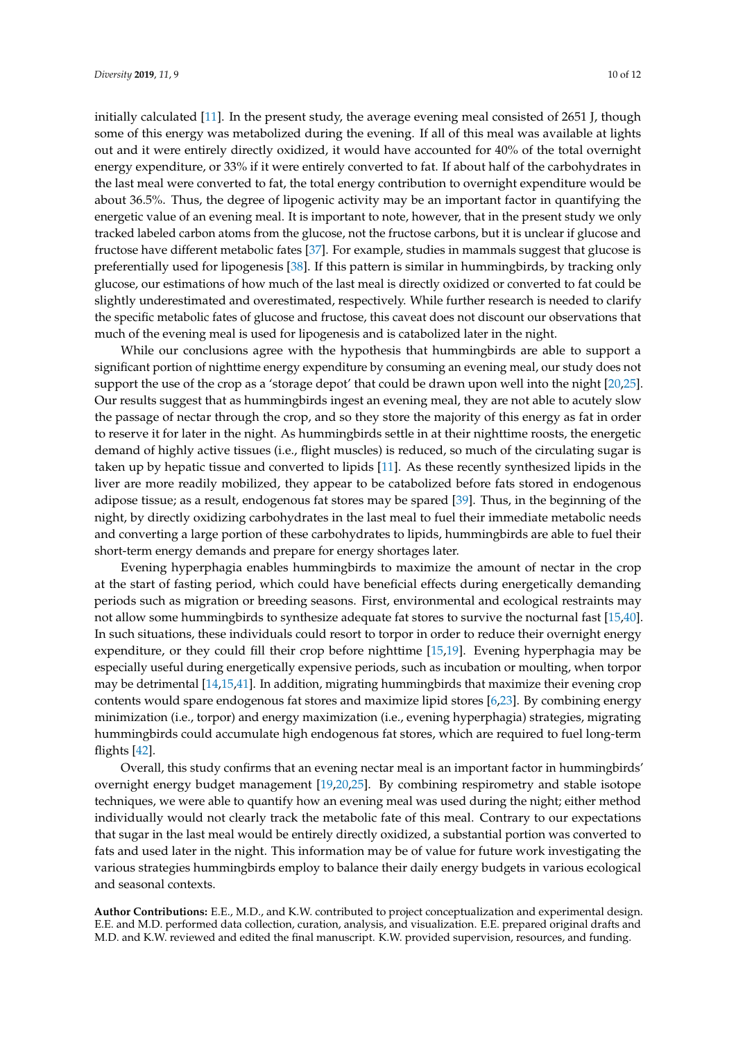initially calculated [11]. In the present study, the average evening meal consisted of 2651 J, though some of this energy was metabolized during the evening. If all of this meal was available at lights out and it were entirely directly oxidized, it would have accounted for 40% of the total overnight energy expenditure, or 33% if it were entirely converted to fat. If about half of the carbohydrates in the last meal were converted to fat, the total energy contribution to overnight expenditure would be about 36.5%. Thus, the degree of lipogenic activity may be an important factor in quantifying the energetic value of an evening meal. It is important to note, however, that in the present study we only tracked labeled carbon atoms from the glucose, not the fructose carbons, but it is unclear if glucose and fructose have different metabolic fates [37]. For example, studies in mammals suggest that glucose is preferentially used for lipogenesis [38]. If this pattern is similar in hummingbirds, by tracking only glucose, our estimations of how much of the last meal is directly oxidized or converted to fat could be slightly underestimated and overestimated, respectively. While further research is needed to clarify the specific metabolic fates of glucose and fructose, this caveat does not discount our observations that much of the evening meal is used for lipogenesis and is catabolized later in the night.

While our conclusions agree with the hypothesis that hummingbirds are able to support a significant portion of nighttime energy expenditure by consuming an evening meal, our study does not support the use of the crop as a 'storage depot' that could be drawn upon well into the night [20,25]. Our results suggest that as hummingbirds ingest an evening meal, they are not able to acutely slow the passage of nectar through the crop, and so they store the majority of this energy as fat in order to reserve it for later in the night. As hummingbirds settle in at their nighttime roosts, the energetic demand of highly active tissues (i.e., flight muscles) is reduced, so much of the circulating sugar is taken up by hepatic tissue and converted to lipids [11]. As these recently synthesized lipids in the liver are more readily mobilized, they appear to be catabolized before fats stored in endogenous adipose tissue; as a result, endogenous fat stores may be spared [39]. Thus, in the beginning of the night, by directly oxidizing carbohydrates in the last meal to fuel their immediate metabolic needs and converting a large portion of these carbohydrates to lipids, hummingbirds are able to fuel their short-term energy demands and prepare for energy shortages later.

Evening hyperphagia enables hummingbirds to maximize the amount of nectar in the crop at the start of fasting period, which could have beneficial effects during energetically demanding periods such as migration or breeding seasons. First, environmental and ecological restraints may not allow some hummingbirds to synthesize adequate fat stores to survive the nocturnal fast [15,40]. In such situations, these individuals could resort to torpor in order to reduce their overnight energy expenditure, or they could fill their crop before nighttime [15,19]. Evening hyperphagia may be especially useful during energetically expensive periods, such as incubation or moulting, when torpor may be detrimental [14,15,41]. In addition, migrating hummingbirds that maximize their evening crop contents would spare endogenous fat stores and maximize lipid stores [6,23]. By combining energy minimization (i.e., torpor) and energy maximization (i.e., evening hyperphagia) strategies, migrating hummingbirds could accumulate high endogenous fat stores, which are required to fuel long-term flights [42].

Overall, this study confirms that an evening nectar meal is an important factor in hummingbirds' overnight energy budget management [19,20,25]. By combining respirometry and stable isotope techniques, we were able to quantify how an evening meal was used during the night; either method individually would not clearly track the metabolic fate of this meal. Contrary to our expectations that sugar in the last meal would be entirely directly oxidized, a substantial portion was converted to fats and used later in the night. This information may be of value for future work investigating the various strategies hummingbirds employ to balance their daily energy budgets in various ecological and seasonal contexts.

**Author Contributions:** E.E., M.D., and K.W. contributed to project conceptualization and experimental design. E.E. and M.D. performed data collection, curation, analysis, and visualization. E.E. prepared original drafts and M.D. and K.W. reviewed and edited the final manuscript. K.W. provided supervision, resources, and funding.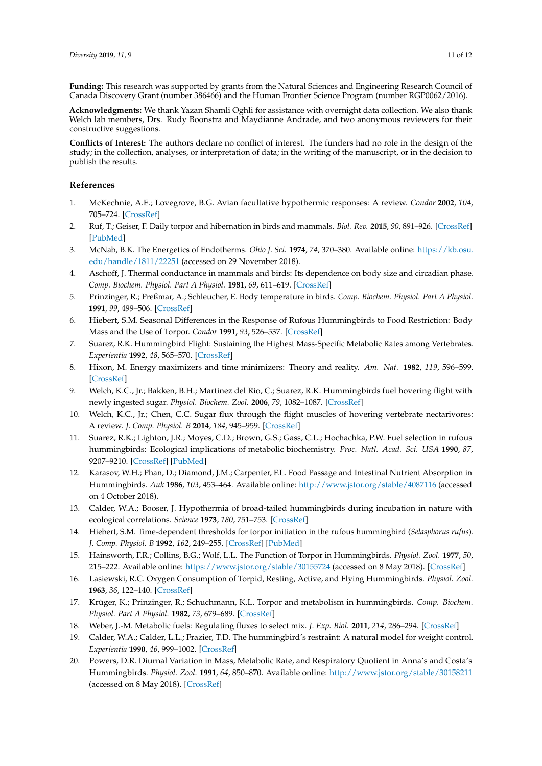**Funding:** This research was supported by grants from the Natural Sciences and Engineering Research Council of Canada Discovery Grant (number 386466) and the Human Frontier Science Program (number RGP0062/2016).

**Acknowledgments:** We thank Yazan Shamli Oghli for assistance with overnight data collection. We also thank Welch lab members, Drs. Rudy Boonstra and Maydianne Andrade, and two anonymous reviewers for their constructive suggestions.

**Conflicts of Interest:** The authors declare no conflict of interest. The funders had no role in the design of the study; in the collection, analyses, or interpretation of data; in the writing of the manuscript, or in the decision to publish the results.

## References

1. McKechnie, A.E.; Lovegrove, B.G. Avian facultative hypothermic responses: A review. *Condor* **2002**, *104*, 705–724. [CrossRef]
2. Ruf, T.; Geiser, F. Daily torpor and hibernation in birds and mammals. *Biol. Rev.* **2015**, *90*, 891–926. [CrossRef] [PubMed]
3. McNab, B.K. The Energetics of Endotherms. *Ohio J. Sci.* **1974**, *74*, 370–380. Available online: https://kb.osu.edu/handle/1811/22251 (accessed on 29 November 2018).
4. Aschoff, J. Thermal conductance in mammals and birds: Its dependence on body size and circadian phase. *Comp. Biochem. Physiol. Part A Physiol.* **1981**, *69*, 611–619. [CrossRef]
5. Prinzinger, R.; Preßmar, A.; Schleucher, E. Body temperature in birds. *Comp. Biochem. Physiol. Part A Physiol.* **1991**, *99*, 499–506. [CrossRef]
6. Hiebert, S.M. Seasonal Differences in the Response of Rufous Hummingbirds to Food Restriction: Body Mass and the Use of Torpor. *Condor* **1991**, *93*, 526–537. [CrossRef]
7. Suarez, R.K. Hummingbird Flight: Sustaining the Highest Mass-Specific Metabolic Rates among Vertebrates. *Experientia* **1992**, *48*, 565–570. [CrossRef]
8. Hixon, M. Energy maximizers and time minimizers: Theory and reality. *Am. Nat.* **1982**, *119*, 596–599. [CrossRef]
9. Welch, K.C., Jr.; Bakken, B.H.; Martinez del Rio, C.; Suarez, R.K. Hummingbirds fuel hovering flight with newly ingested sugar. *Physiol. Biochem. Zool.* **2006**, *79*, 1082–1087. [CrossRef]
10. Welch, K.C., Jr.; Chen, C.C. Sugar flux through the flight muscles of hovering vertebrate nectarivores: A review. *J. Comp. Physiol. B* **2014**, *184*, 945–959. [CrossRef]
11. Suarez, R.K.; Lighton, J.R.; Moyes, C.D.; Brown, G.S.; Gass, C.L.; Hochachka, P.W. Fuel selection in rufous hummingbirds: Ecological implications of metabolic biochemistry. *Proc. Natl. Acad. Sci. USA* **1990**, *87*, 9207–9210. [CrossRef] [PubMed]
12. Karasov, W.H.; Phan, D.; Diamond, J.M.; Carpenter, F.L. Food Passage and Intestinal Nutrient Absorption in Hummingbirds. *Auk* **1986**, *103*, 453–464. Available online: http://www.jstor.org/stable/4087116 (accessed on 4 October 2018).
13. Calder, W.A.; Booser, J. Hypothermia of broad-tailed hummingbirds during incubation in nature with ecological correlations. *Science* **1973**, *180*, 751–753. [CrossRef]
14. Hiebert, S.M. Time-dependent thresholds for torpor initiation in the rufous hummingbird (*Selasphorus rufus*). *J. Comp. Physiol. B* **1992**, *162*, 249–255. [CrossRef] [PubMed]
15. Hainsworth, F.R.; Collins, B.G.; Wolf, L.L. The Function of Torpor in Hummingbirds. *Physiol. Zool.* **1977**, *50*, 215–222. Available online: https://www.jstor.org/stable/30155724 (accessed on 8 May 2018). [CrossRef]
16. Lasiewski, R.C. Oxygen Consumption of Torpid, Resting, Active, and Flying Hummingbirds. *Physiol. Zool.* **1963**, *36*, 122–140. [CrossRef]
17. Krüger, K.; Prinzinger, R.; Schuchmann, K.L. Torpor and metabolism in hummingbirds. *Comp. Biochem. Physiol. Part A Physiol.* **1982**, *73*, 679–689. [CrossRef]
18. Weber, J.-M. Metabolic fuels: Regulating fluxes to select mix. *J. Exp. Biol.* **2011**, *214*, 286–294. [CrossRef]
19. Calder, W.A.; Calder, L.L.; Frazier, T.D. The hummingbird's restraint: A natural model for weight control. *Experientia* **1990**, *46*, 999–1002. [CrossRef]
20. Powers, D.R. Diurnal Variation in Mass, Metabolic Rate, and Respiratory Quotient in Anna's and Costa's Hummingbirds. *Physiol. Zool.* **1991**, *64*, 850–870. Available online: http://www.jstor.org/stable/30158211 (accessed on 8 May 2018). [CrossRef]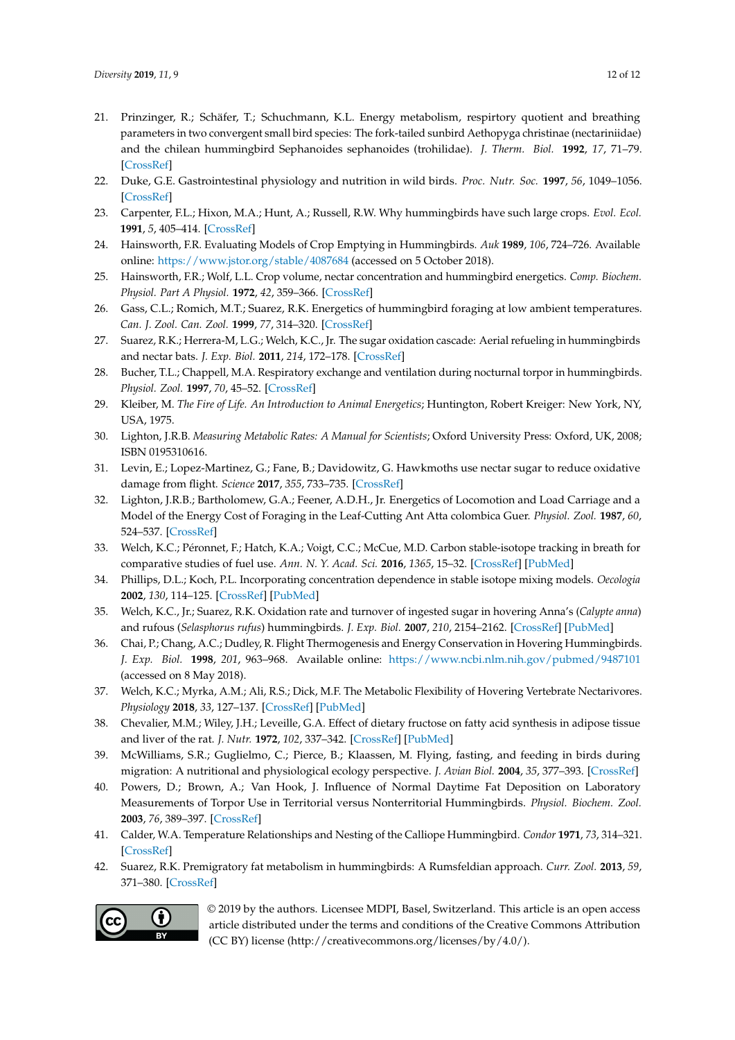21. Prinzinger, R.; Schäfer, T.; Schuchmann, K.L. Energy metabolism, respirtory quotient and breathing parameters in two convergent small bird species: The fork-tailed sunbird Aethopyga christinae (nectariniidae) and the chilean hummingbird Sephanoides sephanoides (trohilidae). *J. Therm. Biol.* **1992**, *17*, 71–79. [CrossRef]
22. Duke, G.E. Gastrointestinal physiology and nutrition in wild birds. *Proc. Nutr. Soc.* **1997**, *56*, 1049–1056. [CrossRef]
23. Carpenter, F.L.; Hixon, M.A.; Hunt, A.; Russell, R.W. Why hummingbirds have such large crops. *Evol. Ecol.* **1991**, *5*, 405–414. [CrossRef]
24. Hainsworth, F.R. Evaluating Models of Crop Emptying in Hummingbirds. *Auk* **1989**, *106*, 724–726. Available online: https://www.jstor.org/stable/4087684 (accessed on 5 October 2018).
25. Hainsworth, F.R.; Wolf, L.L. Crop volume, nectar concentration and hummingbird energetics. *Comp. Biochem. Physiol. Part A Physiol.* **1972**, *42*, 359–366. [CrossRef]
26. Gass, C.L.; Romich, M.T.; Suarez, R.K. Energetics of hummingbird foraging at low ambient temperatures. *Can. J. Zool. Can. Zool.* **1999**, *77*, 314–320. [CrossRef]
27. Suarez, R.K.; Herrera-M, L.G.; Welch, K.C., Jr. The sugar oxidation cascade: Aerial refueling in hummingbirds and nectar bats. *J. Exp. Biol.* **2011**, *214*, 172–178. [CrossRef]
28. Bucher, T.L.; Chappell, M.A. Respiratory exchange and ventilation during nocturnal torpor in hummingbirds. *Physiol. Zool.* **1997**, *70*, 45–52. [CrossRef]
29. Kleiber, M. *The Fire of Life. An Introduction to Animal Energetics*; Huntington, Robert Kreiger: New York, NY, USA, 1975.
30. Lighton, J.R.B. *Measuring Metabolic Rates: A Manual for Scientists*; Oxford University Press: Oxford, UK, 2008; ISBN 0195310616.
31. Levin, E.; Lopez-Martinez, G.; Fane, B.; Davidowitz, G. Hawkmoths use nectar sugar to reduce oxidative damage from flight. *Science* **2017**, *355*, 733–735. [CrossRef]
32. Lighton, J.R.B.; Bartholomew, G.A.; Feener, A.D.H., Jr. Energetics of Locomotion and Load Carriage and a Model of the Energy Cost of Foraging in the Leaf-Cutting Ant Atta colombica Guer. *Physiol. Zool.* **1987**, *60*, 524–537. [CrossRef]
33. Welch, K.C.; Péronnet, F.; Hatch, K.A.; Voigt, C.C.; McCue, M.D. Carbon stable-isotope tracking in breath for comparative studies of fuel use. *Ann. N. Y. Acad. Sci.* **2016**, *1365*, 15–32. [CrossRef] [PubMed]
34. Phillips, D.L.; Koch, P.L. Incorporating concentration dependence in stable isotope mixing models. *Oecologia* **2002**, *130*, 114–125. [CrossRef] [PubMed]
35. Welch, K.C., Jr.; Suarez, R.K. Oxidation rate and turnover of ingested sugar in hovering Anna's (*Calypte anna*) and rufous (*Selasphorus rufus*) hummingbirds. *J. Exp. Biol.* **2007**, *210*, 2154–2162. [CrossRef] [PubMed]
36. Chai, P.; Chang, A.C.; Dudley, R. Flight Thermogenesis and Energy Conservation in Hovering Hummingbirds. *J. Exp. Biol.* **1998**, *201*, 963–968. Available online: https://www.ncbi.nlm.nih.gov/pubmed/9487101 (accessed on 8 May 2018).
37. Welch, K.C.; Myrka, A.M.; Ali, R.S.; Dick, M.F. The Metabolic Flexibility of Hovering Vertebrate Nectarivores. *Physiology* **2018**, *33*, 127–137. [CrossRef] [PubMed]
38. Chevalier, M.M.; Wiley, J.H.; Leveille, G.A. Effect of dietary fructose on fatty acid synthesis in adipose tissue and liver of the rat. *J. Nutr.* **1972**, *102*, 337–342. [CrossRef] [PubMed]
39. McWilliams, S.R.; Guglielmo, C.; Pierce, B.; Klaassen, M. Flying, fasting, and feeding in birds during migration: A nutritional and physiological ecology perspective. *J. Avian Biol.* **2004**, *35*, 377–393. [CrossRef]
40. Powers, D.; Brown, A.; Van Hook, J. Influence of Normal Daytime Fat Deposition on Laboratory Measurements of Torpor Use in Territorial versus Nonterritorial Hummingbirds. *Physiol. Biochem. Zool.* **2003**, *76*, 389–397. [CrossRef]
41. Calder, W.A. Temperature Relationships and Nesting of the Calliope Hummingbird. *Condor* **1971**, *73*, 314–321. [CrossRef]
42. Suarez, R.K. Premigratory fat metabolism in hummingbirds: A Rumsfeldian approach. *Curr. Zool.* **2013**, *59*, 371–380. [CrossRef]

© 2019 by the authors. Licensee MDPI, Basel, Switzerland. This article is an open access article distributed under the terms and conditions of the Creative Commons Attribution (CC BY) license (http://creativecommons.org/licenses/by/4.0/).